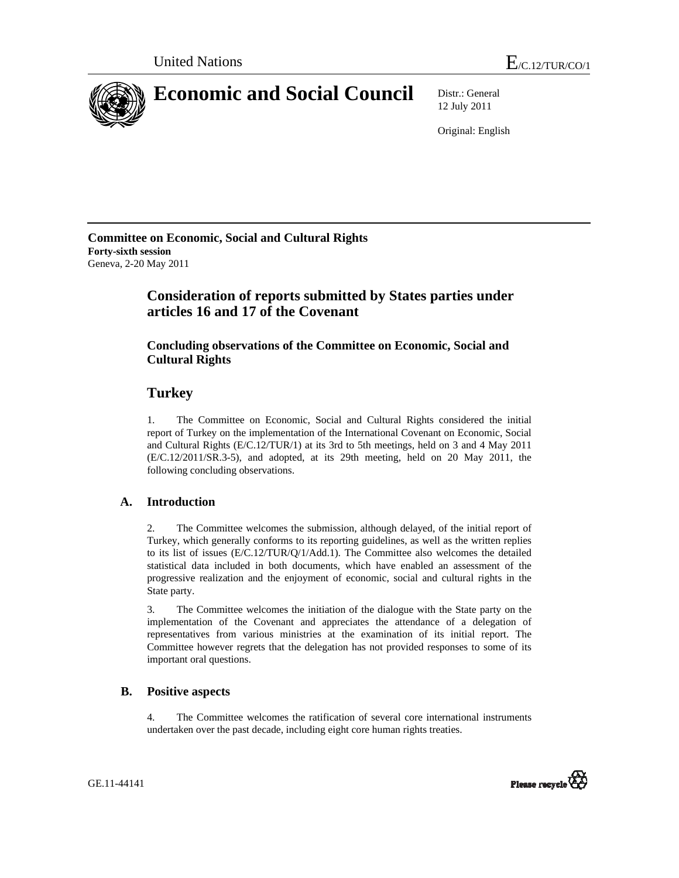United Nations E/C.12/TUR/CO/1

# Economic and Social Council

Distr.: General
12 July 2011

Original: English

**Committee on Economic, Social and Cultural Rights**
**Forty-sixth session**
Geneva, 2-20 May 2011

## Consideration of reports submitted by States parties under articles 16 and 17 of the Covenant

### Concluding observations of the Committee on Economic, Social and Cultural Rights

## Turkey

1. The Committee on Economic, Social and Cultural Rights considered the initial report of Turkey on the implementation of the International Covenant on Economic, Social and Cultural Rights (E/C.12/TUR/1) at its 3rd to 5th meetings, held on 3 and 4 May 2011 (E/C.12/2011/SR.3-5), and adopted, at its 29th meeting, held on 20 May 2011, the following concluding observations.

### A. Introduction

2. The Committee welcomes the submission, although delayed, of the initial report of Turkey, which generally conforms to its reporting guidelines, as well as the written replies to its list of issues (E/C.12/TUR/Q/1/Add.1). The Committee also welcomes the detailed statistical data included in both documents, which have enabled an assessment of the progressive realization and the enjoyment of economic, social and cultural rights in the State party.

3. The Committee welcomes the initiation of the dialogue with the State party on the implementation of the Covenant and appreciates the attendance of a delegation of representatives from various ministries at the examination of its initial report. The Committee however regrets that the delegation has not provided responses to some of its important oral questions.

### B. Positive aspects

4. The Committee welcomes the ratification of several core international instruments undertaken over the past decade, including eight core human rights treaties.

GE.11-44141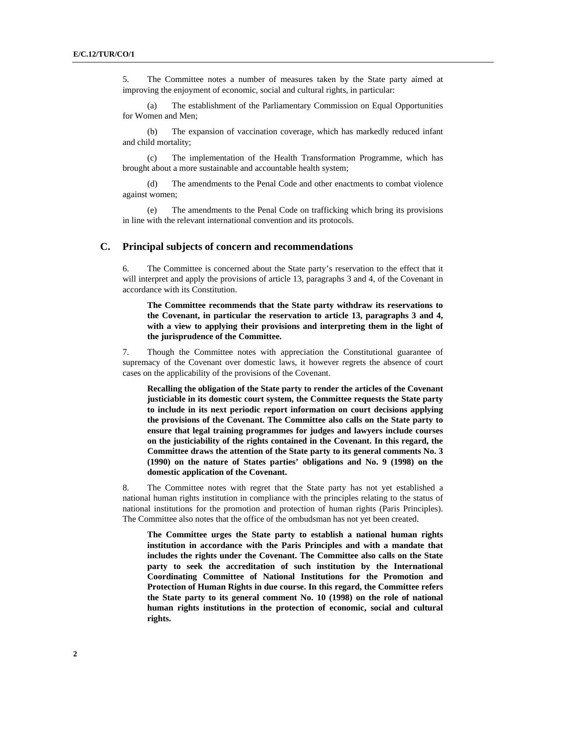5. The Committee notes a number of measures taken by the State party aimed at improving the enjoyment of economic, social and cultural rights, in particular:

(a) The establishment of the Parliamentary Commission on Equal Opportunities for Women and Men;

(b) The expansion of vaccination coverage, which has markedly reduced infant and child mortality;

(c) The implementation of the Health Transformation Programme, which has brought about a more sustainable and accountable health system;

(d) The amendments to the Penal Code and other enactments to combat violence against women;

(e) The amendments to the Penal Code on trafficking which bring its provisions in line with the relevant international convention and its protocols.

## C. Principal subjects of concern and recommendations

6. The Committee is concerned about the State party's reservation to the effect that it will interpret and apply the provisions of article 13, paragraphs 3 and 4, of the Covenant in accordance with its Constitution.

**The Committee recommends that the State party withdraw its reservations to the Covenant, in particular the reservation to article 13, paragraphs 3 and 4, with a view to applying their provisions and interpreting them in the light of the jurisprudence of the Committee.**

7. Though the Committee notes with appreciation the Constitutional guarantee of supremacy of the Covenant over domestic laws, it however regrets the absence of court cases on the applicability of the provisions of the Covenant.

**Recalling the obligation of the State party to render the articles of the Covenant justiciable in its domestic court system, the Committee requests the State party to include in its next periodic report information on court decisions applying the provisions of the Covenant. The Committee also calls on the State party to ensure that legal training programmes for judges and lawyers include courses on the justiciability of the rights contained in the Covenant. In this regard, the Committee draws the attention of the State party to its general comments No. 3 (1990) on the nature of States parties' obligations and No. 9 (1998) on the domestic application of the Covenant.**

8. The Committee notes with regret that the State party has not yet established a national human rights institution in compliance with the principles relating to the status of national institutions for the promotion and protection of human rights (Paris Principles). The Committee also notes that the office of the ombudsman has not yet been created.

**The Committee urges the State party to establish a national human rights institution in accordance with the Paris Principles and with a mandate that includes the rights under the Covenant. The Committee also calls on the State party to seek the accreditation of such institution by the International Coordinating Committee of National Institutions for the Promotion and Protection of Human Rights in due course. In this regard, the Committee refers the State party to its general comment No. 10 (1998) on the role of national human rights institutions in the protection of economic, social and cultural rights.**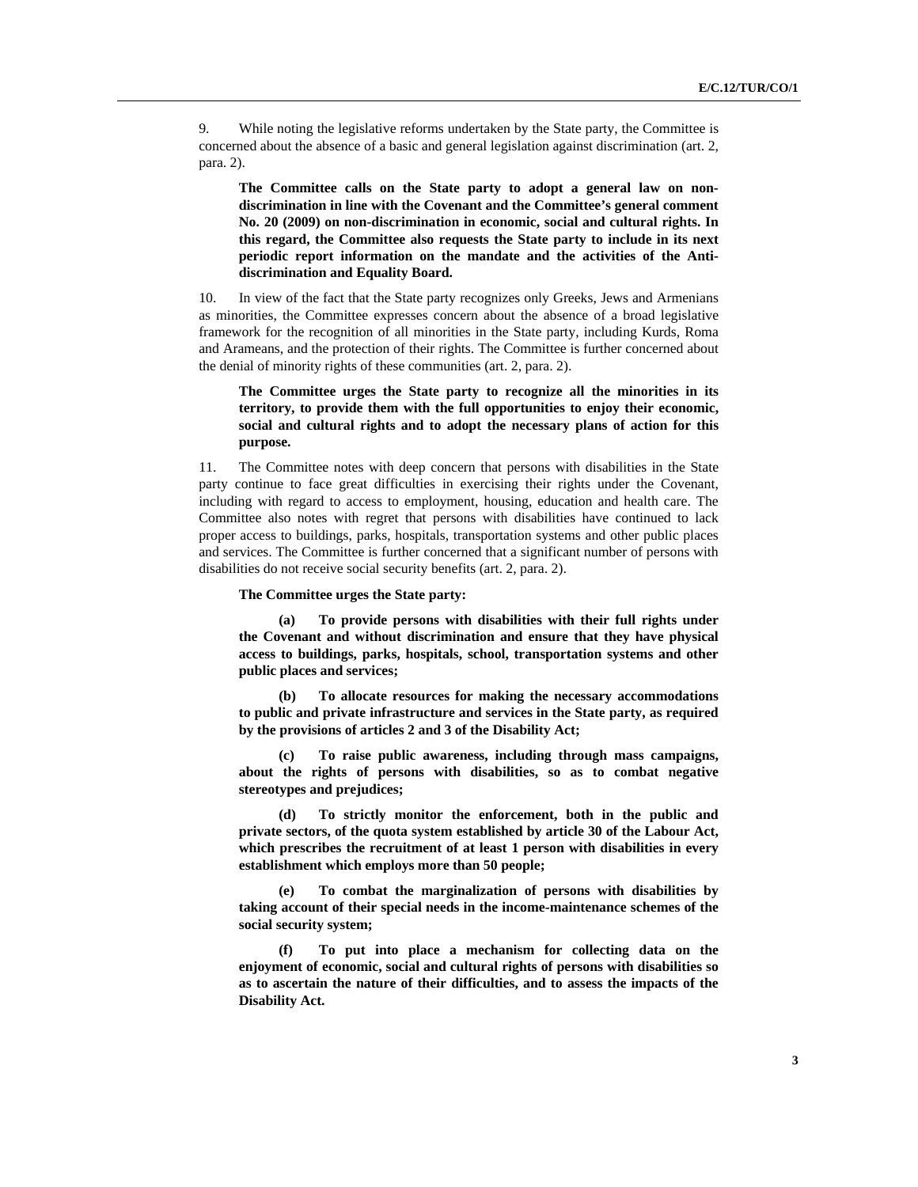9. While noting the legislative reforms undertaken by the State party, the Committee is concerned about the absence of a basic and general legislation against discrimination (art. 2, para. 2).

**The Committee calls on the State party to adopt a general law on non-discrimination in line with the Covenant and the Committee's general comment No. 20 (2009) on non-discrimination in economic, social and cultural rights. In this regard, the Committee also requests the State party to include in its next periodic report information on the mandate and the activities of the Anti-discrimination and Equality Board.**

10. In view of the fact that the State party recognizes only Greeks, Jews and Armenians as minorities, the Committee expresses concern about the absence of a broad legislative framework for the recognition of all minorities in the State party, including Kurds, Roma and Arameans, and the protection of their rights. The Committee is further concerned about the denial of minority rights of these communities (art. 2, para. 2).

**The Committee urges the State party to recognize all the minorities in its territory, to provide them with the full opportunities to enjoy their economic, social and cultural rights and to adopt the necessary plans of action for this purpose.**

11. The Committee notes with deep concern that persons with disabilities in the State party continue to face great difficulties in exercising their rights under the Covenant, including with regard to access to employment, housing, education and health care. The Committee also notes with regret that persons with disabilities have continued to lack proper access to buildings, parks, hospitals, transportation systems and other public places and services. The Committee is further concerned that a significant number of persons with disabilities do not receive social security benefits (art. 2, para. 2).

**The Committee urges the State party:**

**(a) To provide persons with disabilities with their full rights under the Covenant and without discrimination and ensure that they have physical access to buildings, parks, hospitals, school, transportation systems and other public places and services;**

**(b) To allocate resources for making the necessary accommodations to public and private infrastructure and services in the State party, as required by the provisions of articles 2 and 3 of the Disability Act;**

**(c) To raise public awareness, including through mass campaigns, about the rights of persons with disabilities, so as to combat negative stereotypes and prejudices;**

**(d) To strictly monitor the enforcement, both in the public and private sectors, of the quota system established by article 30 of the Labour Act, which prescribes the recruitment of at least 1 person with disabilities in every establishment which employs more than 50 people;**

**(e) To combat the marginalization of persons with disabilities by taking account of their special needs in the income-maintenance schemes of the social security system;**

**(f) To put into place a mechanism for collecting data on the enjoyment of economic, social and cultural rights of persons with disabilities so as to ascertain the nature of their difficulties, and to assess the impacts of the Disability Act.**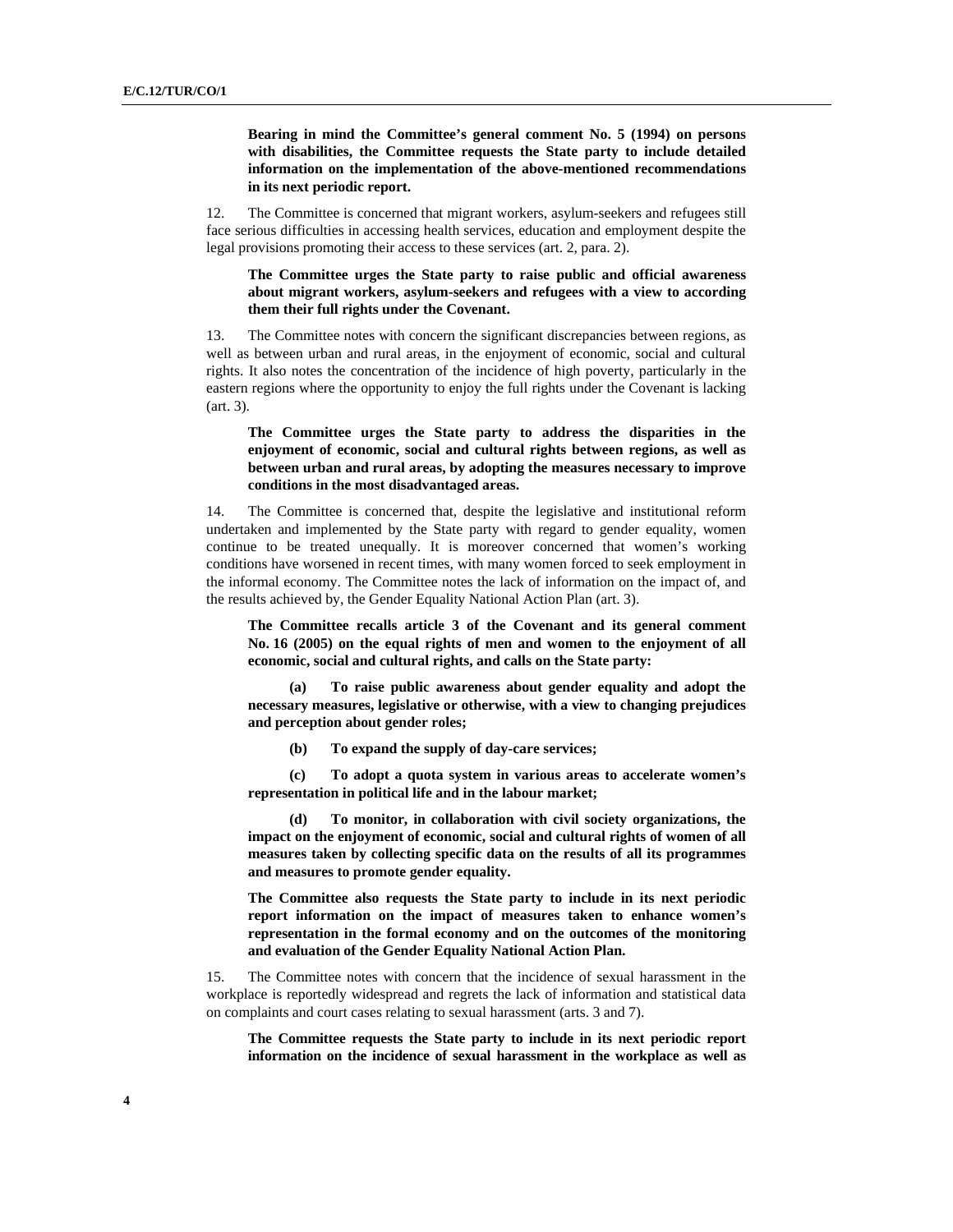**Bearing in mind the Committee's general comment No. 5 (1994) on persons with disabilities, the Committee requests the State party to include detailed information on the implementation of the above-mentioned recommendations in its next periodic report.**

12. The Committee is concerned that migrant workers, asylum-seekers and refugees still face serious difficulties in accessing health services, education and employment despite the legal provisions promoting their access to these services (art. 2, para. 2).

**The Committee urges the State party to raise public and official awareness about migrant workers, asylum-seekers and refugees with a view to according them their full rights under the Covenant.**

13. The Committee notes with concern the significant discrepancies between regions, as well as between urban and rural areas, in the enjoyment of economic, social and cultural rights. It also notes the concentration of the incidence of high poverty, particularly in the eastern regions where the opportunity to enjoy the full rights under the Covenant is lacking (art. 3).

**The Committee urges the State party to address the disparities in the enjoyment of economic, social and cultural rights between regions, as well as between urban and rural areas, by adopting the measures necessary to improve conditions in the most disadvantaged areas.**

14. The Committee is concerned that, despite the legislative and institutional reform undertaken and implemented by the State party with regard to gender equality, women continue to be treated unequally. It is moreover concerned that women's working conditions have worsened in recent times, with many women forced to seek employment in the informal economy. The Committee notes the lack of information on the impact of, and the results achieved by, the Gender Equality National Action Plan (art. 3).

**The Committee recalls article 3 of the Covenant and its general comment No. 16 (2005) on the equal rights of men and women to the enjoyment of all economic, social and cultural rights, and calls on the State party:**

**(a) To raise public awareness about gender equality and adopt the necessary measures, legislative or otherwise, with a view to changing prejudices and perception about gender roles;**

**(b) To expand the supply of day-care services;**

**(c) To adopt a quota system in various areas to accelerate women's representation in political life and in the labour market;**

**(d) To monitor, in collaboration with civil society organizations, the impact on the enjoyment of economic, social and cultural rights of women of all measures taken by collecting specific data on the results of all its programmes and measures to promote gender equality.**

**The Committee also requests the State party to include in its next periodic report information on the impact of measures taken to enhance women's representation in the formal economy and on the outcomes of the monitoring and evaluation of the Gender Equality National Action Plan.**

15. The Committee notes with concern that the incidence of sexual harassment in the workplace is reportedly widespread and regrets the lack of information and statistical data on complaints and court cases relating to sexual harassment (arts. 3 and 7).

**The Committee requests the State party to include in its next periodic report information on the incidence of sexual harassment in the workplace as well as**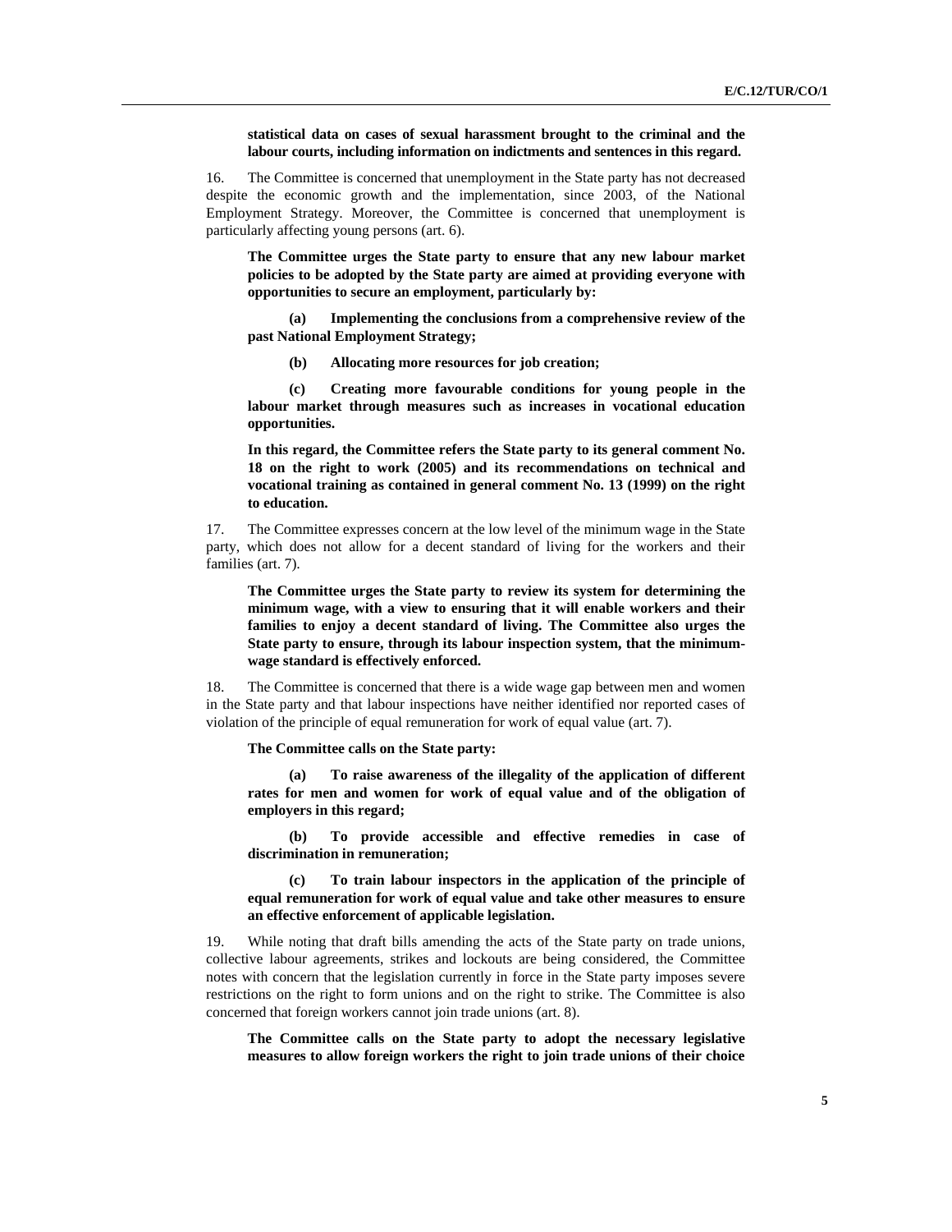**statistical data on cases of sexual harassment brought to the criminal and the labour courts, including information on indictments and sentences in this regard.**

16. The Committee is concerned that unemployment in the State party has not decreased despite the economic growth and the implementation, since 2003, of the National Employment Strategy. Moreover, the Committee is concerned that unemployment is particularly affecting young persons (art. 6).

**The Committee urges the State party to ensure that any new labour market policies to be adopted by the State party are aimed at providing everyone with opportunities to secure an employment, particularly by:**

**(a) Implementing the conclusions from a comprehensive review of the past National Employment Strategy;**

**(b) Allocating more resources for job creation;**

**(c) Creating more favourable conditions for young people in the labour market through measures such as increases in vocational education opportunities.**

**In this regard, the Committee refers the State party to its general comment No. 18 on the right to work (2005) and its recommendations on technical and vocational training as contained in general comment No. 13 (1999) on the right to education.**

17. The Committee expresses concern at the low level of the minimum wage in the State party, which does not allow for a decent standard of living for the workers and their families (art. 7).

**The Committee urges the State party to review its system for determining the minimum wage, with a view to ensuring that it will enable workers and their families to enjoy a decent standard of living. The Committee also urges the State party to ensure, through its labour inspection system, that the minimum-wage standard is effectively enforced.**

18. The Committee is concerned that there is a wide wage gap between men and women in the State party and that labour inspections have neither identified nor reported cases of violation of the principle of equal remuneration for work of equal value (art. 7).

**The Committee calls on the State party:**

**(a) To raise awareness of the illegality of the application of different rates for men and women for work of equal value and of the obligation of employers in this regard;**

**(b) To provide accessible and effective remedies in case of discrimination in remuneration;**

**(c) To train labour inspectors in the application of the principle of equal remuneration for work of equal value and take other measures to ensure an effective enforcement of applicable legislation.**

19. While noting that draft bills amending the acts of the State party on trade unions, collective labour agreements, strikes and lockouts are being considered, the Committee notes with concern that the legislation currently in force in the State party imposes severe restrictions on the right to form unions and on the right to strike. The Committee is also concerned that foreign workers cannot join trade unions (art. 8).

**The Committee calls on the State party to adopt the necessary legislative measures to allow foreign workers the right to join trade unions of their choice**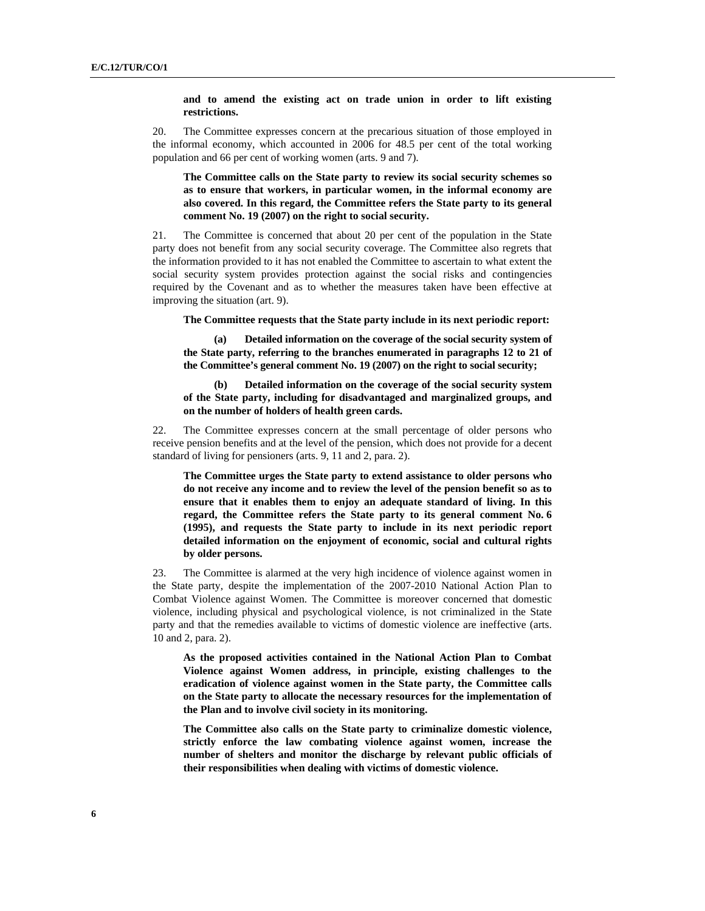**and to amend the existing act on trade union in order to lift existing restrictions.**

20. The Committee expresses concern at the precarious situation of those employed in the informal economy, which accounted in 2006 for 48.5 per cent of the total working population and 66 per cent of working women (arts. 9 and 7).

**The Committee calls on the State party to review its social security schemes so as to ensure that workers, in particular women, in the informal economy are also covered. In this regard, the Committee refers the State party to its general comment No. 19 (2007) on the right to social security.**

21. The Committee is concerned that about 20 per cent of the population in the State party does not benefit from any social security coverage. The Committee also regrets that the information provided to it has not enabled the Committee to ascertain to what extent the social security system provides protection against the social risks and contingencies required by the Covenant and as to whether the measures taken have been effective at improving the situation (art. 9).

**The Committee requests that the State party include in its next periodic report:**

**(a) Detailed information on the coverage of the social security system of the State party, referring to the branches enumerated in paragraphs 12 to 21 of the Committee's general comment No. 19 (2007) on the right to social security;**

**(b) Detailed information on the coverage of the social security system of the State party, including for disadvantaged and marginalized groups, and on the number of holders of health green cards.**

22. The Committee expresses concern at the small percentage of older persons who receive pension benefits and at the level of the pension, which does not provide for a decent standard of living for pensioners (arts. 9, 11 and 2, para. 2).

**The Committee urges the State party to extend assistance to older persons who do not receive any income and to review the level of the pension benefit so as to ensure that it enables them to enjoy an adequate standard of living. In this regard, the Committee refers the State party to its general comment No. 6 (1995), and requests the State party to include in its next periodic report detailed information on the enjoyment of economic, social and cultural rights by older persons.**

23. The Committee is alarmed at the very high incidence of violence against women in the State party, despite the implementation of the 2007-2010 National Action Plan to Combat Violence against Women. The Committee is moreover concerned that domestic violence, including physical and psychological violence, is not criminalized in the State party and that the remedies available to victims of domestic violence are ineffective (arts. 10 and 2, para. 2).

**As the proposed activities contained in the National Action Plan to Combat Violence against Women address, in principle, existing challenges to the eradication of violence against women in the State party, the Committee calls on the State party to allocate the necessary resources for the implementation of the Plan and to involve civil society in its monitoring.**

**The Committee also calls on the State party to criminalize domestic violence, strictly enforce the law combating violence against women, increase the number of shelters and monitor the discharge by relevant public officials of their responsibilities when dealing with victims of domestic violence.**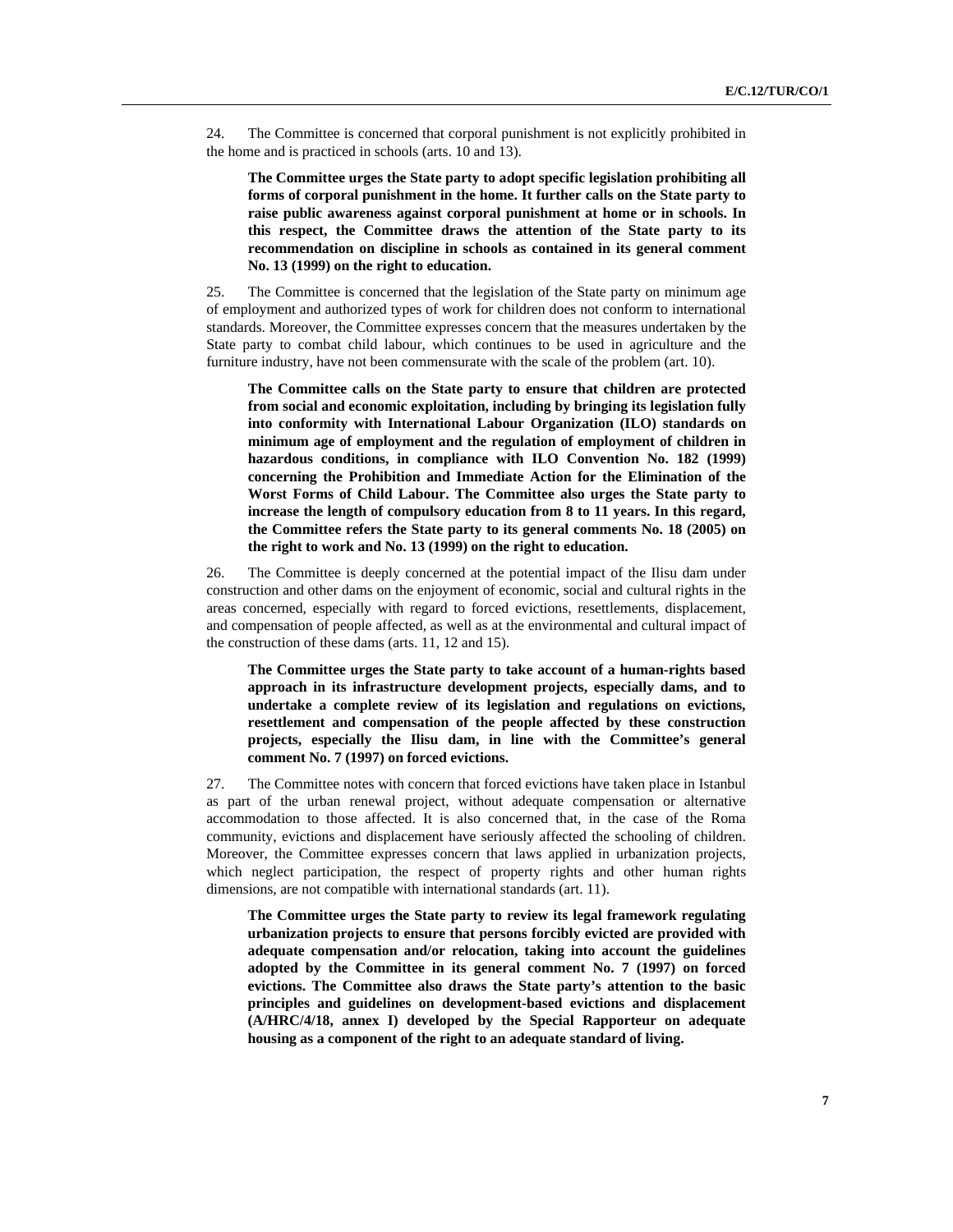24. The Committee is concerned that corporal punishment is not explicitly prohibited in the home and is practiced in schools (arts. 10 and 13).

**The Committee urges the State party to adopt specific legislation prohibiting all forms of corporal punishment in the home. It further calls on the State party to raise public awareness against corporal punishment at home or in schools. In this respect, the Committee draws the attention of the State party to its recommendation on discipline in schools as contained in its general comment No. 13 (1999) on the right to education.**

25. The Committee is concerned that the legislation of the State party on minimum age of employment and authorized types of work for children does not conform to international standards. Moreover, the Committee expresses concern that the measures undertaken by the State party to combat child labour, which continues to be used in agriculture and the furniture industry, have not been commensurate with the scale of the problem (art. 10).

**The Committee calls on the State party to ensure that children are protected from social and economic exploitation, including by bringing its legislation fully into conformity with International Labour Organization (ILO) standards on minimum age of employment and the regulation of employment of children in hazardous conditions, in compliance with ILO Convention No. 182 (1999) concerning the Prohibition and Immediate Action for the Elimination of the Worst Forms of Child Labour. The Committee also urges the State party to increase the length of compulsory education from 8 to 11 years. In this regard, the Committee refers the State party to its general comments No. 18 (2005) on the right to work and No. 13 (1999) on the right to education.**

26. The Committee is deeply concerned at the potential impact of the Ilisu dam under construction and other dams on the enjoyment of economic, social and cultural rights in the areas concerned, especially with regard to forced evictions, resettlements, displacement, and compensation of people affected, as well as at the environmental and cultural impact of the construction of these dams (arts. 11, 12 and 15).

**The Committee urges the State party to take account of a human-rights based approach in its infrastructure development projects, especially dams, and to undertake a complete review of its legislation and regulations on evictions, resettlement and compensation of the people affected by these construction projects, especially the Ilisu dam, in line with the Committee's general comment No. 7 (1997) on forced evictions.**

27. The Committee notes with concern that forced evictions have taken place in Istanbul as part of the urban renewal project, without adequate compensation or alternative accommodation to those affected. It is also concerned that, in the case of the Roma community, evictions and displacement have seriously affected the schooling of children. Moreover, the Committee expresses concern that laws applied in urbanization projects, which neglect participation, the respect of property rights and other human rights dimensions, are not compatible with international standards (art. 11).

**The Committee urges the State party to review its legal framework regulating urbanization projects to ensure that persons forcibly evicted are provided with adequate compensation and/or relocation, taking into account the guidelines adopted by the Committee in its general comment No. 7 (1997) on forced evictions. The Committee also draws the State party's attention to the basic principles and guidelines on development-based evictions and displacement (A/HRC/4/18, annex I) developed by the Special Rapporteur on adequate housing as a component of the right to an adequate standard of living.**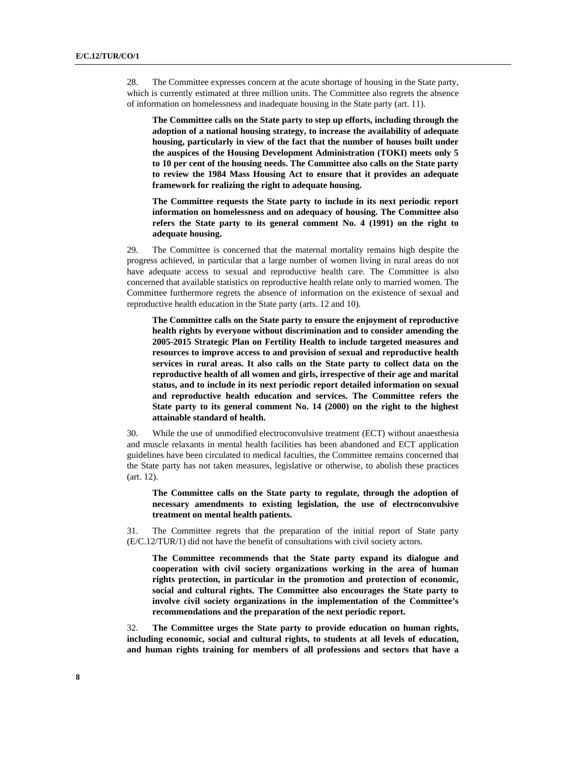28. The Committee expresses concern at the acute shortage of housing in the State party, which is currently estimated at three million units. The Committee also regrets the absence of information on homelessness and inadequate housing in the State party (art. 11).

**The Committee calls on the State party to step up efforts, including through the adoption of a national housing strategy, to increase the availability of adequate housing, particularly in view of the fact that the number of houses built under the auspices of the Housing Development Administration (TOKI) meets only 5 to 10 per cent of the housing needs. The Committee also calls on the State party to review the 1984 Mass Housing Act to ensure that it provides an adequate framework for realizing the right to adequate housing.**

**The Committee requests the State party to include in its next periodic report information on homelessness and on adequacy of housing. The Committee also refers the State party to its general comment No. 4 (1991) on the right to adequate housing.**

29. The Committee is concerned that the maternal mortality remains high despite the progress achieved, in particular that a large number of women living in rural areas do not have adequate access to sexual and reproductive health care. The Committee is also concerned that available statistics on reproductive health relate only to married women. The Committee furthermore regrets the absence of information on the existence of sexual and reproductive health education in the State party (arts. 12 and 10).

**The Committee calls on the State party to ensure the enjoyment of reproductive health rights by everyone without discrimination and to consider amending the 2005-2015 Strategic Plan on Fertility Health to include targeted measures and resources to improve access to and provision of sexual and reproductive health services in rural areas. It also calls on the State party to collect data on the reproductive health of all women and girls, irrespective of their age and marital status, and to include in its next periodic report detailed information on sexual and reproductive health education and services. The Committee refers the State party to its general comment No. 14 (2000) on the right to the highest attainable standard of health.**

30. While the use of unmodified electroconvulsive treatment (ECT) without anaesthesia and muscle relaxants in mental health facilities has been abandoned and ECT application guidelines have been circulated to medical faculties, the Committee remains concerned that the State party has not taken measures, legislative or otherwise, to abolish these practices (art. 12).

**The Committee calls on the State party to regulate, through the adoption of necessary amendments to existing legislation, the use of electroconvulsive treatment on mental health patients.**

31. The Committee regrets that the preparation of the initial report of State party (E/C.12/TUR/1) did not have the benefit of consultations with civil society actors.

**The Committee recommends that the State party expand its dialogue and cooperation with civil society organizations working in the area of human rights protection, in particular in the promotion and protection of economic, social and cultural rights. The Committee also encourages the State party to involve civil society organizations in the implementation of the Committee's recommendations and the preparation of the next periodic report.**

32. **The Committee urges the State party to provide education on human rights, including economic, social and cultural rights, to students at all levels of education, and human rights training for members of all professions and sectors that have a**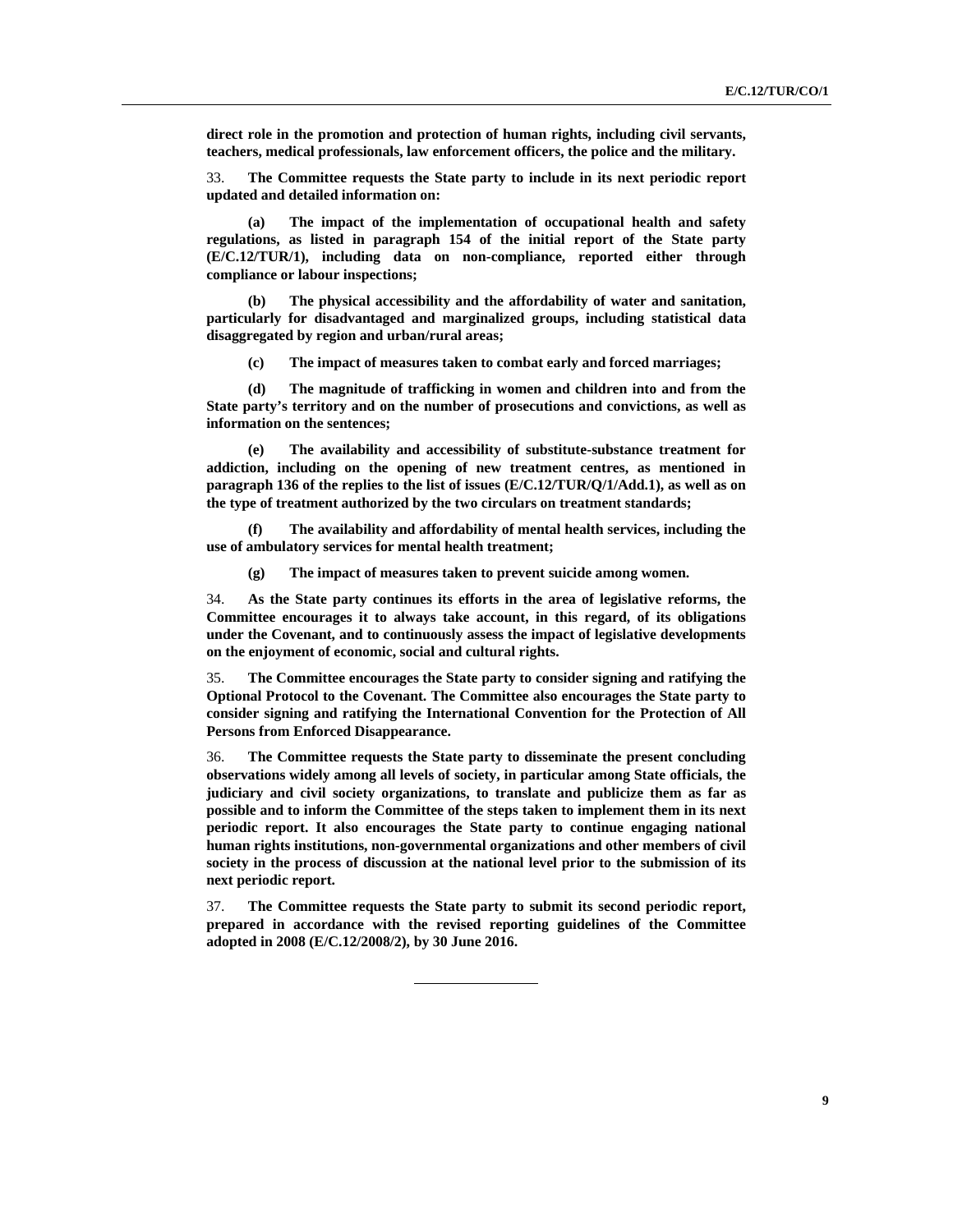**direct role in the promotion and protection of human rights, including civil servants, teachers, medical professionals, law enforcement officers, the police and the military.**

33. **The Committee requests the State party to include in its next periodic report updated and detailed information on:**

**(a) The impact of the implementation of occupational health and safety regulations, as listed in paragraph 154 of the initial report of the State party (E/C.12/TUR/1), including data on non-compliance, reported either through compliance or labour inspections;**

**(b) The physical accessibility and the affordability of water and sanitation, particularly for disadvantaged and marginalized groups, including statistical data disaggregated by region and urban/rural areas;**

**(c) The impact of measures taken to combat early and forced marriages;**

**(d) The magnitude of trafficking in women and children into and from the State party's territory and on the number of prosecutions and convictions, as well as information on the sentences;**

**(e) The availability and accessibility of substitute-substance treatment for addiction, including on the opening of new treatment centres, as mentioned in paragraph 136 of the replies to the list of issues (E/C.12/TUR/Q/1/Add.1), as well as on the type of treatment authorized by the two circulars on treatment standards;**

**(f) The availability and affordability of mental health services, including the use of ambulatory services for mental health treatment;**

**(g) The impact of measures taken to prevent suicide among women.**

34. **As the State party continues its efforts in the area of legislative reforms, the Committee encourages it to always take account, in this regard, of its obligations under the Covenant, and to continuously assess the impact of legislative developments on the enjoyment of economic, social and cultural rights.**

35. **The Committee encourages the State party to consider signing and ratifying the Optional Protocol to the Covenant. The Committee also encourages the State party to consider signing and ratifying the International Convention for the Protection of All Persons from Enforced Disappearance.**

36. **The Committee requests the State party to disseminate the present concluding observations widely among all levels of society, in particular among State officials, the judiciary and civil society organizations, to translate and publicize them as far as possible and to inform the Committee of the steps taken to implement them in its next periodic report. It also encourages the State party to continue engaging national human rights institutions, non-governmental organizations and other members of civil society in the process of discussion at the national level prior to the submission of its next periodic report.**

37. **The Committee requests the State party to submit its second periodic report, prepared in accordance with the revised reporting guidelines of the Committee adopted in 2008 (E/C.12/2008/2), by 30 June 2016.**